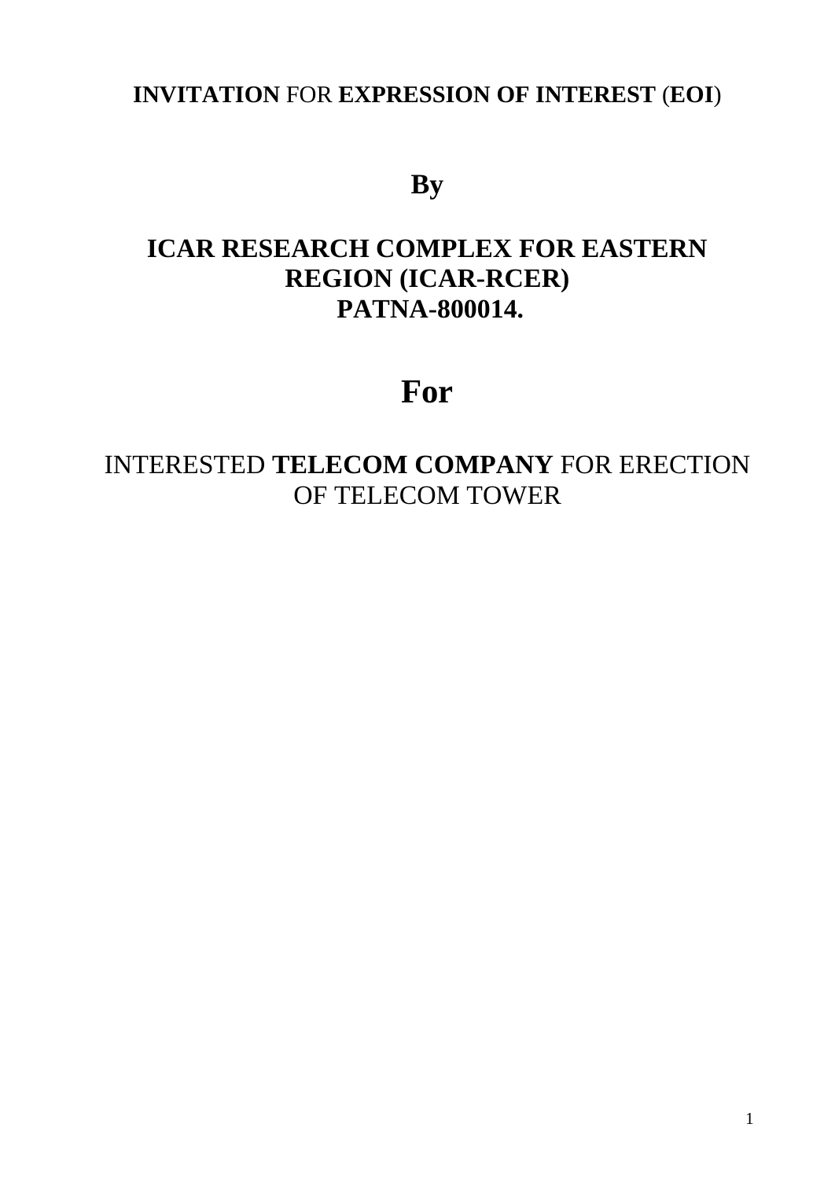**INVITATION** FOR **EXPRESSION OF INTEREST** (**EOI**)

# By

# ICAR RESEARCH COMPLEX FOR EASTERN REGION (ICAR-RCER) PATNA-800014.

# For

INTERESTED **TELECOM COMPANY** FOR ERECTION OF TELECOM TOWER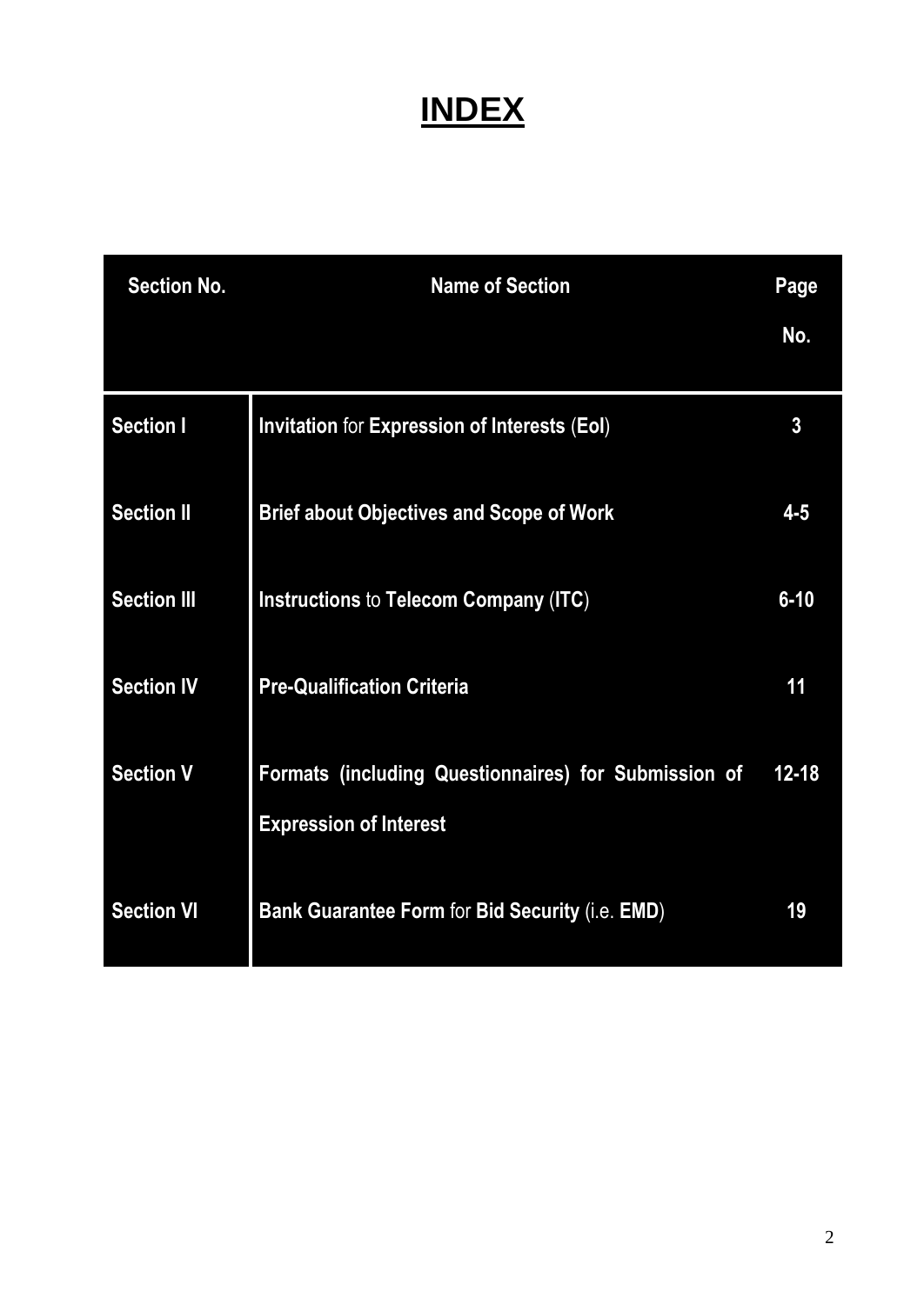# INDEX

| Section No. | Name of Section | Page No. |
|---|---|---|
| Section I | Invitation for Expression of Interests (EoI) | 3 |
| Section II | Brief about Objectives and Scope of Work | 4-5 |
| Section III | Instructions to Telecom Company (ITC) | 6-10 |
| Section IV | Pre-Qualification Criteria | 11 |
| Section V | Formats (including Questionnaires) for Submission of Expression of Interest | 12-18 |
| Section VI | Bank Guarantee Form for Bid Security (i.e. EMD) | 19 |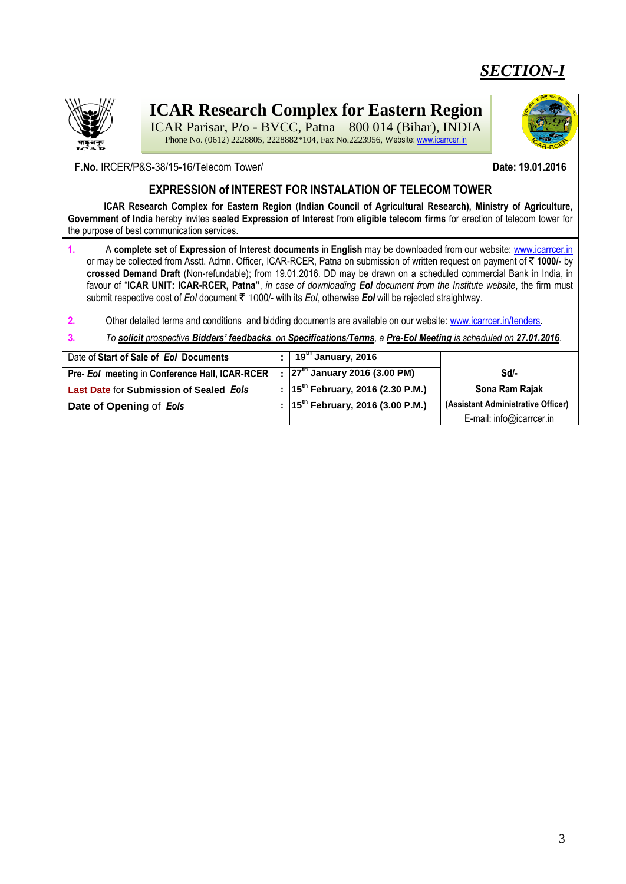# *SECTION-I*

## ICAR Research Complex for Eastern Region

ICAR Parisar, P/o - BVCC, Patna – 800 014 (Bihar), INDIA

Phone No. (0612) 2228805, 2228882*104, Fax No.2223956, Website: www.icarrcer.in

**F.No.** IRCER/P&S-38/15-16/Telecom Tower/ **Date: 19.01.2016**

### EXPRESSION of INTEREST FOR INSTALATION OF TELECOM TOWER

**ICAR Research Complex for Eastern Region** (**Indian Council of Agricultural Research), Ministry of Agriculture, Government of India** hereby invites **sealed Expression of Interest** from **eligible telecom firms** for erection of telecom tower for the purpose of best communication services.

1. A **complete set** of **Expression of Interest documents** in **English** may be downloaded from our website: www.icarrcer.in or may be collected from Asstt. Admn. Officer, ICAR-RCER, Patna on submission of written request on payment of ₹ **1000/-** by **crossed Demand Draft** (Non-refundable); from 19.01.2016. DD may be drawn on a scheduled commercial Bank in India, in favour of "**ICAR UNIT: ICAR-RCER, Patna"**, *in case of downloading **EoI** document from the Institute website*, the firm must submit respective cost of *EoI* document ₹ 1000/- with its *EoI*, otherwise ***EoI*** will be rejected straightway.

2. Other detailed terms and conditions and bidding documents are available on our website: www.icarrcer.in/tenders.

3. *To **solicit** prospective **Bidders' feedbacks**, on **Specifications/Terms**, a **Pre-EoI Meeting** is scheduled on **27.01.2016**.*

| | | | |
|---|---|---|---|
| Date of **Start of Sale of** ***EoI*** **Documents** | : | **19th January, 2016** | |
| **Pre-** ***EoI*** **meeting** in **Conference Hall, ICAR-RCER** | : | **27th January 2016 (3.00 PM)** | **Sd/-** |
| **Last Date** for **Submission of Sealed** ***EoIs*** | : | **15th February, 2016 (2.30 P.M.)** | **Sona Ram Rajak** |
| **Date of Opening** of ***EoIs*** | : | **15th February, 2016 (3.00 P.M.)** | **(Assistant Administrative Officer)** E-mail: info@icarrcer.in |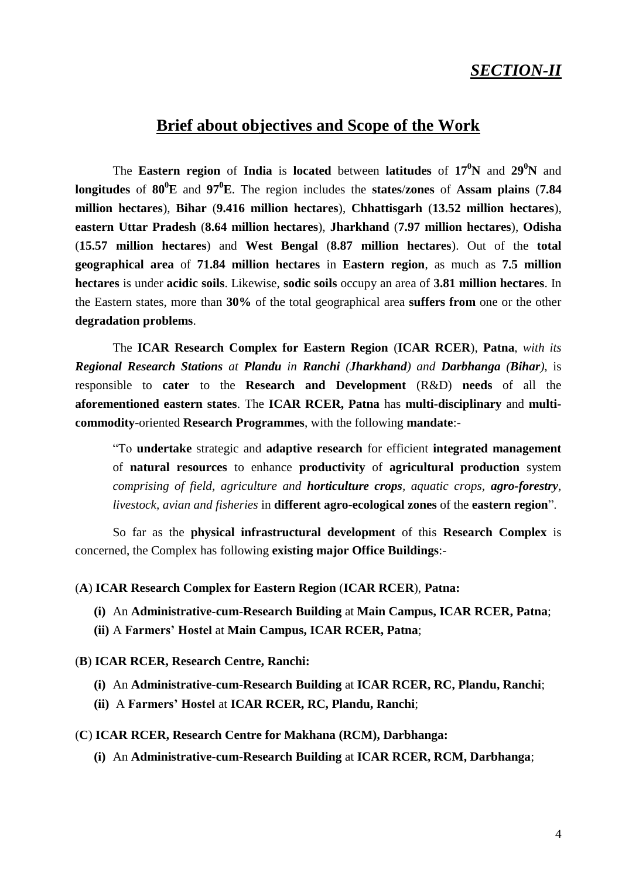## *SECTION-II*

## Brief about objectives and Scope of the Work

The **Eastern region** of **India** is **located** between **latitudes** of **$17^0$N** and **$29^0$N** and **longitudes** of **$80^0$E** and **$97^0$E**. The region includes the **states**/**zones** of **Assam plains** (**7.84 million hectares**), **Bihar** (**9.416 million hectares**), **Chhattisgarh** (**13.52 million hectares**), **eastern Uttar Pradesh** (**8.64 million hectares**), **Jharkhand** (**7.97 million hectares**), **Odisha** (**15.57 million hectares**) and **West Bengal** (**8.87 million hectares**). Out of the **total geographical area** of **71.84 million hectares** in **Eastern region**, as much as **7.5 million hectares** is under **acidic soils**. Likewise, **sodic soils** occupy an area of **3.81 million hectares**. In the Eastern states, more than **30%** of the total geographical area **suffers from** one or the other **degradation problems**.

The **ICAR Research Complex for Eastern Region** (**ICAR RCER**), **Patna**, *with its **Regional Research Stations** at **Plandu** in **Ranchi (Jharkhand)** and **Darbhanga** (**Bihar**)*, is responsible to **cater** to the **Research and Development** (R&D) **needs** of all the **aforementioned eastern states**. The **ICAR RCER, Patna** has **multi-disciplinary** and **multi-commodity**-oriented **Research Programmes**, with the following **mandate**:-

> "To **undertake** strategic and **adaptive research** for efficient **integrated management** of **natural resources** to enhance **productivity** of **agricultural production** system *comprising of field, agriculture and **horticulture crops**, aquatic crops, **agro-forestry**, livestock, avian and fisheries* in **different agro-ecological zones** of the **eastern region**".

So far as the **physical infrastructural development** of this **Research Complex** is concerned, the Complex has following **existing major Office Buildings**:-

(**A**) **ICAR Research Complex for Eastern Region** (**ICAR RCER**), **Patna:**

- **(i)** An **Administrative-cum-Research Building** at **Main Campus, ICAR RCER, Patna**;
- **(ii)** A **Farmers' Hostel** at **Main Campus, ICAR RCER, Patna**;

(**B**) **ICAR RCER, Research Centre, Ranchi:**

- **(i)** An **Administrative-cum-Research Building** at **ICAR RCER, RC, Plandu, Ranchi**;
- **(ii)** A **Farmers' Hostel** at **ICAR RCER, RC, Plandu, Ranchi**;

(**C**) **ICAR RCER, Research Centre for Makhana (RCM), Darbhanga:**

- **(i)** An **Administrative-cum-Research Building** at **ICAR RCER, RCM, Darbhanga**;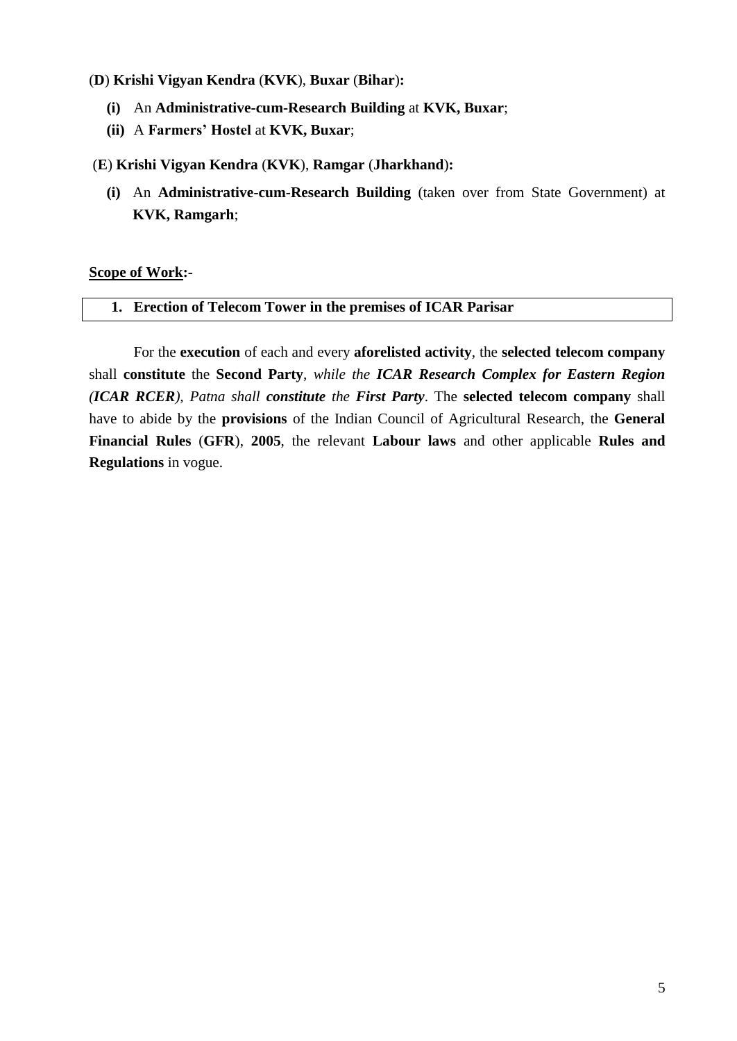(**D**) **Krishi Vigyan Kendra** (**KVK**), **Buxar** (**Bihar**)**:**

- **(i)** An **Administrative-cum-Research Building** at **KVK, Buxar**;
- **(ii)** A **Farmers' Hostel** at **KVK, Buxar**;

(**E**) **Krishi Vigyan Kendra** (**KVK**), **Ramgar** (**Jharkhand**)**:**

- **(i)** An **Administrative-cum-Research Building** (taken over from State Government) at **KVK, Ramgarh**;

<u>**Scope of Work**</u>**:-**

| **1. Erection of Telecom Tower in the premises of ICAR Parisar** |
|---|

For the **execution** of each and every **aforelisted activity**, the **selected telecom company** shall **constitute** the **Second Party**, *while the **ICAR Research Complex for Eastern Region (ICAR RCER)**, Patna shall **constitute** the **First Party***. The **selected telecom company** shall have to abide by the **provisions** of the Indian Council of Agricultural Research, the **General Financial Rules** (**GFR**), **2005**, the relevant **Labour laws** and other applicable **Rules and Regulations** in vogue.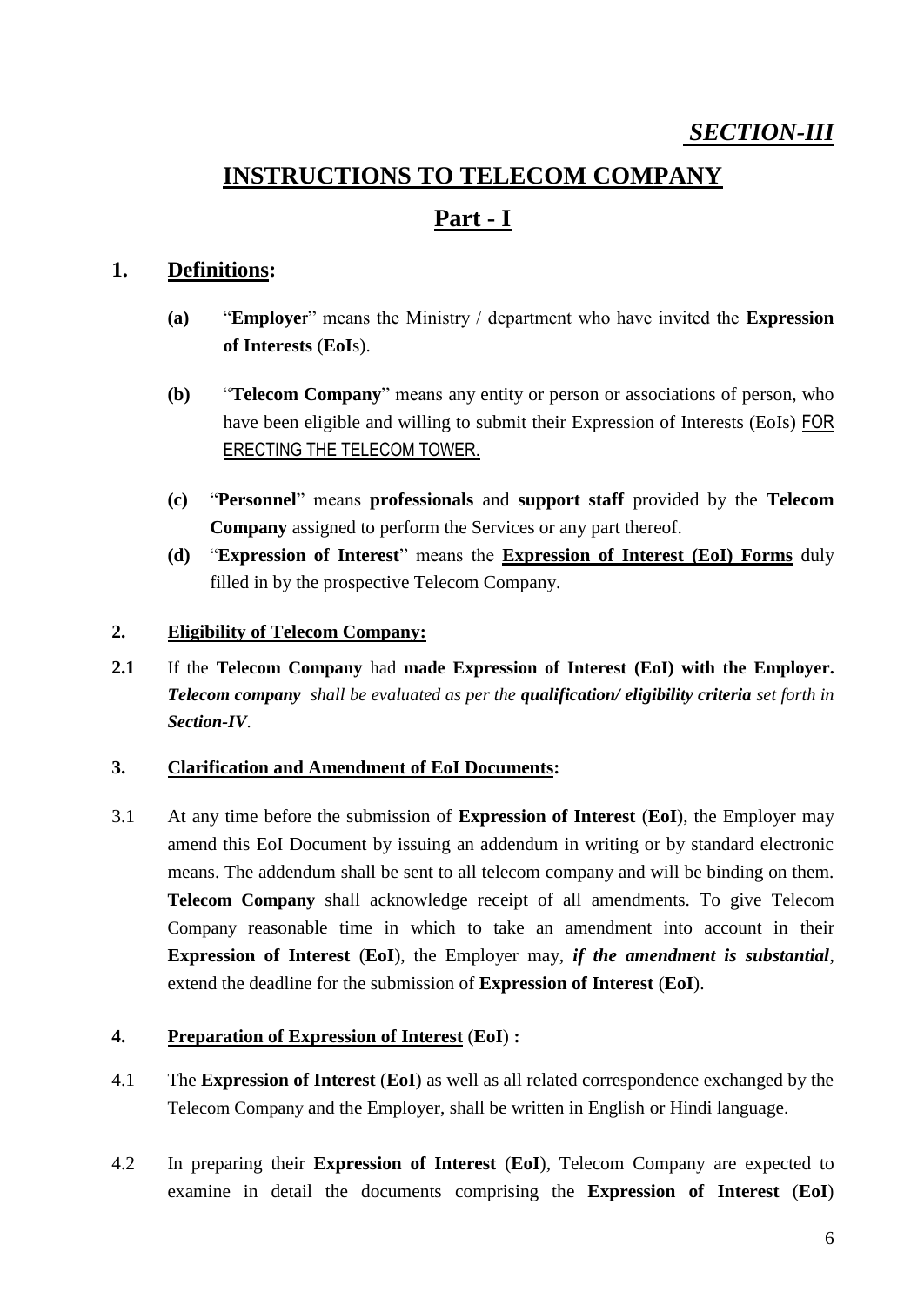***SECTION-III***

# INSTRUCTIONS TO TELECOM COMPANY

## Part - I

### 1. Definitions:

**(a)** "**Employe**r" means the Ministry / department who have invited the **Expression of Interests** (**EoI**s).

**(b)** "**Telecom Company**" means any entity or person or associations of person, who have been eligible and willing to submit their Expression of Interests (EoIs) FOR ERECTING THE TELECOM TOWER.

**(c)** "**Personnel**" means **professionals** and **support staff** provided by the **Telecom Company** assigned to perform the Services or any part thereof.

**(d)** "**Expression of Interest**" means the **Expression of Interest (EoI) Forms** duly filled in by the prospective Telecom Company.

**2. Eligibility of Telecom Company:**

**2.1** If the **Telecom Company** had **made Expression of Interest (EoI) with the Employer.** ***Telecom company*** *shall be evaluated as per the* ***qualification/ eligibility criteria*** *set forth in* ***Section-IV****.*

**3. Clarification and Amendment of EoI Documents:**

3.1 At any time before the submission of **Expression of Interest** (**EoI**), the Employer may amend this EoI Document by issuing an addendum in writing or by standard electronic means. The addendum shall be sent to all telecom company and will be binding on them. **Telecom Company** shall acknowledge receipt of all amendments. To give Telecom Company reasonable time in which to take an amendment into account in their **Expression of Interest** (**EoI**), the Employer may, ***if the amendment is substantial***, extend the deadline for the submission of **Expression of Interest** (**EoI**).

**4. Preparation of Expression of Interest (EoI) :**

4.1 The **Expression of Interest** (**EoI**) as well as all related correspondence exchanged by the Telecom Company and the Employer, shall be written in English or Hindi language.

4.2 In preparing their **Expression of Interest** (**EoI**), Telecom Company are expected to examine in detail the documents comprising the **Expression of Interest** (**EoI**)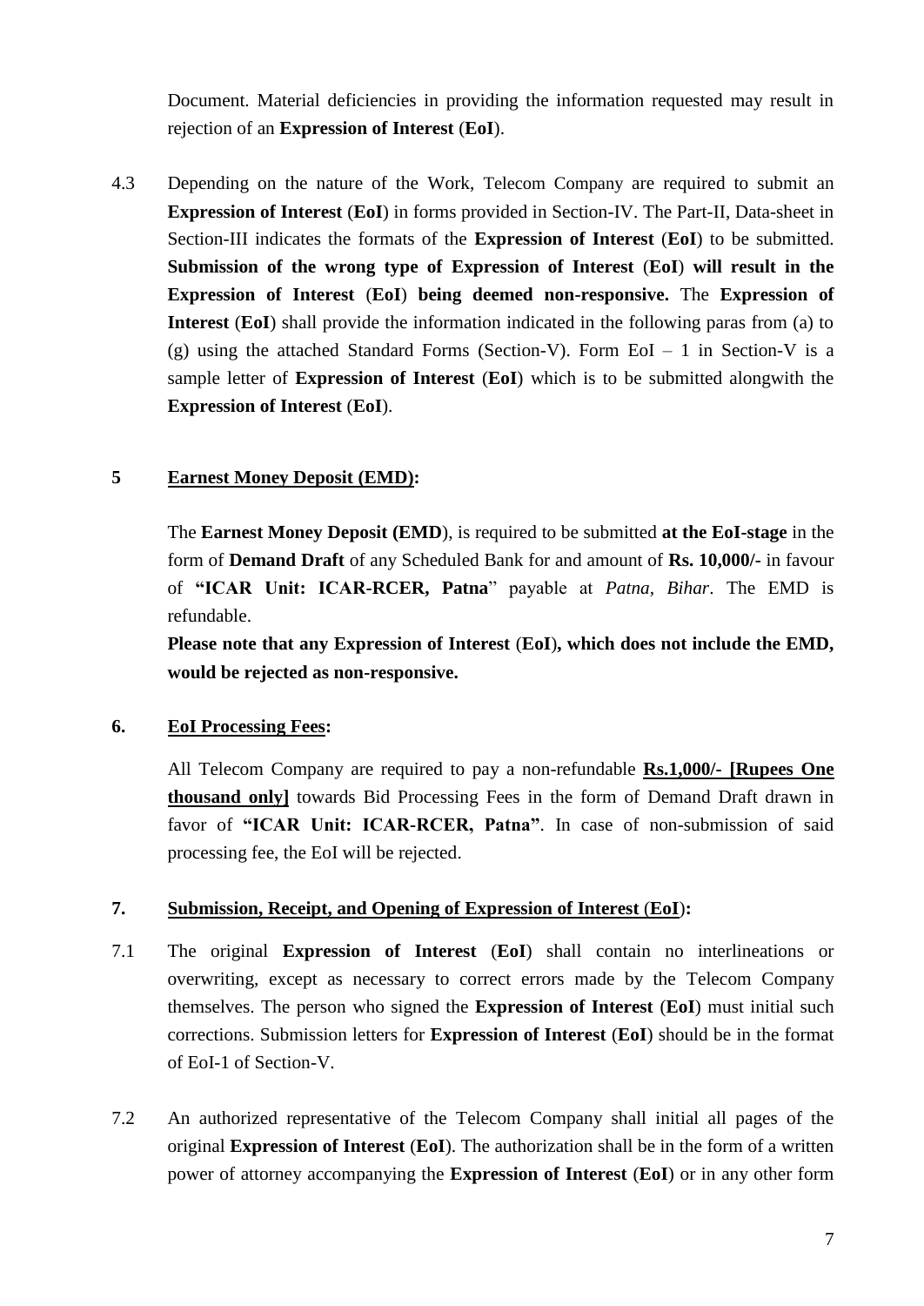Document. Material deficiencies in providing the information requested may result in rejection of an **Expression of Interest** (**EoI**).

4.3 Depending on the nature of the Work, Telecom Company are required to submit an **Expression of Interest** (**EoI**) in forms provided in Section-IV. The Part-II, Data-sheet in Section-III indicates the formats of the **Expression of Interest** (**EoI**) to be submitted. **Submission of the wrong type of Expression of Interest** (**EoI**) **will result in the Expression of Interest** (**EoI**) **being deemed non-responsive.** The **Expression of Interest** (**EoI**) shall provide the information indicated in the following paras from (a) to (g) using the attached Standard Forms (Section-V). Form EoI – 1 in Section-V is a sample letter of **Expression of Interest** (**EoI**) which is to be submitted alongwith the **Expression of Interest** (**EoI**).

## 5 Earnest Money Deposit (EMD):

The **Earnest Money Deposit (EMD**), is required to be submitted **at the EoI-stage** in the form of **Demand Draft** of any Scheduled Bank for and amount of **Rs. 10,000/-** in favour of **"ICAR Unit: ICAR-RCER, Patna**" payable at *Patna, Bihar*. The EMD is refundable.

**Please note that any Expression of Interest** (**EoI**)**, which does not include the EMD, would be rejected as non-responsive.**

## 6. EoI Processing Fees:

All Telecom Company are required to pay a non-refundable **Rs.1,000/- [Rupees One thousand only]** towards Bid Processing Fees in the form of Demand Draft drawn in favor of **"ICAR Unit: ICAR-RCER, Patna"**. In case of non-submission of said processing fee, the EoI will be rejected.

## 7. Submission, Receipt, and Opening of Expression of Interest (EoI):

7.1 The original **Expression of Interest** (**EoI**) shall contain no interlineations or overwriting, except as necessary to correct errors made by the Telecom Company themselves. The person who signed the **Expression of Interest** (**EoI**) must initial such corrections. Submission letters for **Expression of Interest** (**EoI**) should be in the format of EoI-1 of Section-V.

7.2 An authorized representative of the Telecom Company shall initial all pages of the original **Expression of Interest** (**EoI**). The authorization shall be in the form of a written power of attorney accompanying the **Expression of Interest** (**EoI**) or in any other form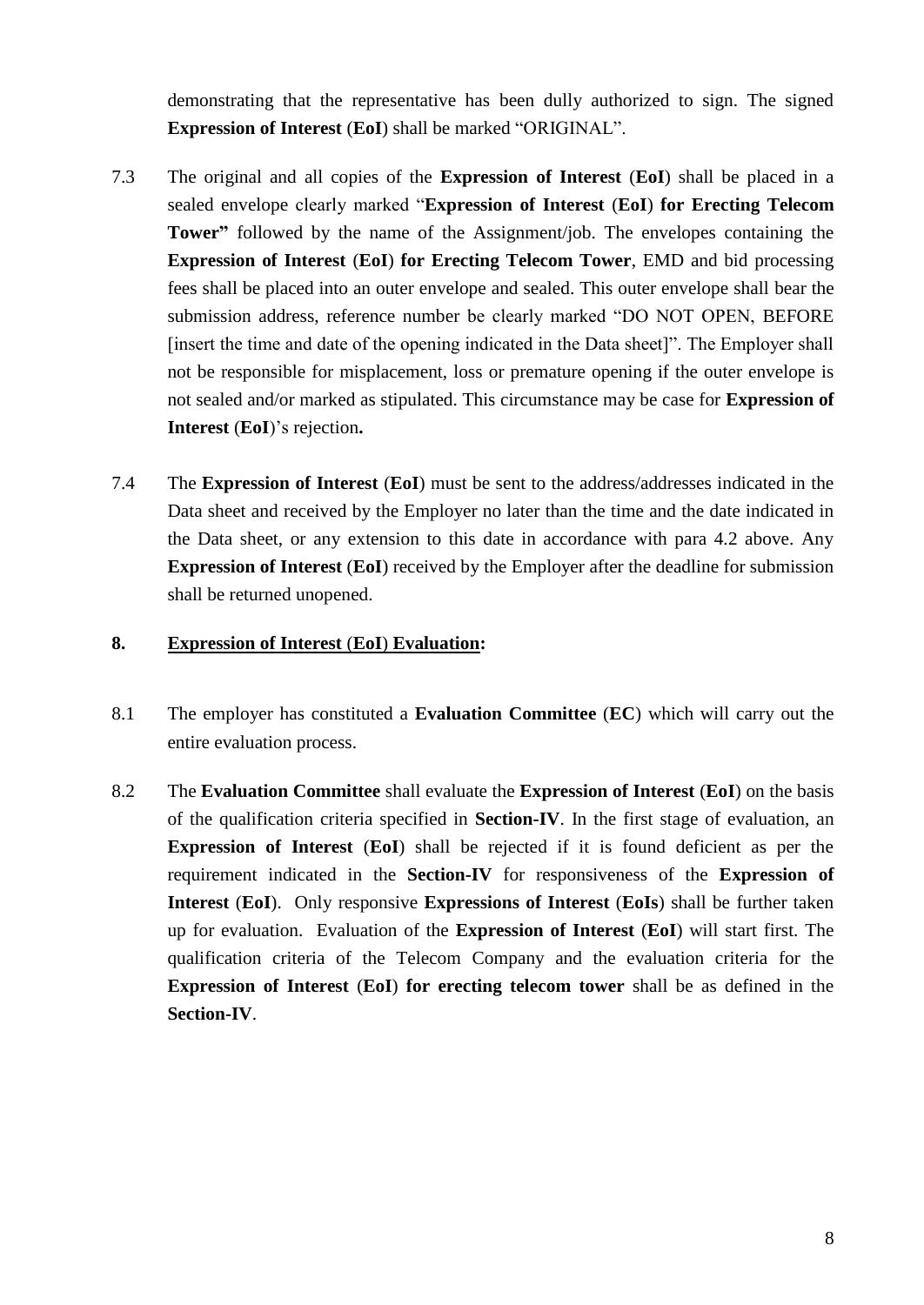demonstrating that the representative has been dully authorized to sign. The signed **Expression of Interest** (**EoI**) shall be marked "ORIGINAL".

7.3 The original and all copies of the **Expression of Interest** (**EoI**) shall be placed in a sealed envelope clearly marked "**Expression of Interest** (**EoI**) **for Erecting Telecom Tower"** followed by the name of the Assignment/job. The envelopes containing the **Expression of Interest** (**EoI**) **for Erecting Telecom Tower**, EMD and bid processing fees shall be placed into an outer envelope and sealed. This outer envelope shall bear the submission address, reference number be clearly marked "DO NOT OPEN, BEFORE [insert the time and date of the opening indicated in the Data sheet]". The Employer shall not be responsible for misplacement, loss or premature opening if the outer envelope is not sealed and/or marked as stipulated. This circumstance may be case for **Expression of Interest** (**EoI**)'s rejection**.**

7.4 The **Expression of Interest** (**EoI**) must be sent to the address/addresses indicated in the Data sheet and received by the Employer no later than the time and the date indicated in the Data sheet, or any extension to this date in accordance with para 4.2 above. Any **Expression of Interest** (**EoI**) received by the Employer after the deadline for submission shall be returned unopened.

## 8. Expression of Interest (EoI) Evaluation:

8.1 The employer has constituted a **Evaluation Committee** (**EC**) which will carry out the entire evaluation process.

8.2 The **Evaluation Committee** shall evaluate the **Expression of Interest** (**EoI**) on the basis of the qualification criteria specified in **Section-IV**. In the first stage of evaluation, an **Expression of Interest** (**EoI**) shall be rejected if it is found deficient as per the requirement indicated in the **Section-IV** for responsiveness of the **Expression of Interest** (**EoI**). Only responsive **Expressions of Interest** (**EoIs**) shall be further taken up for evaluation. Evaluation of the **Expression of Interest** (**EoI**) will start first. The qualification criteria of the Telecom Company and the evaluation criteria for the **Expression of Interest** (**EoI**) **for erecting telecom tower** shall be as defined in the **Section-IV**.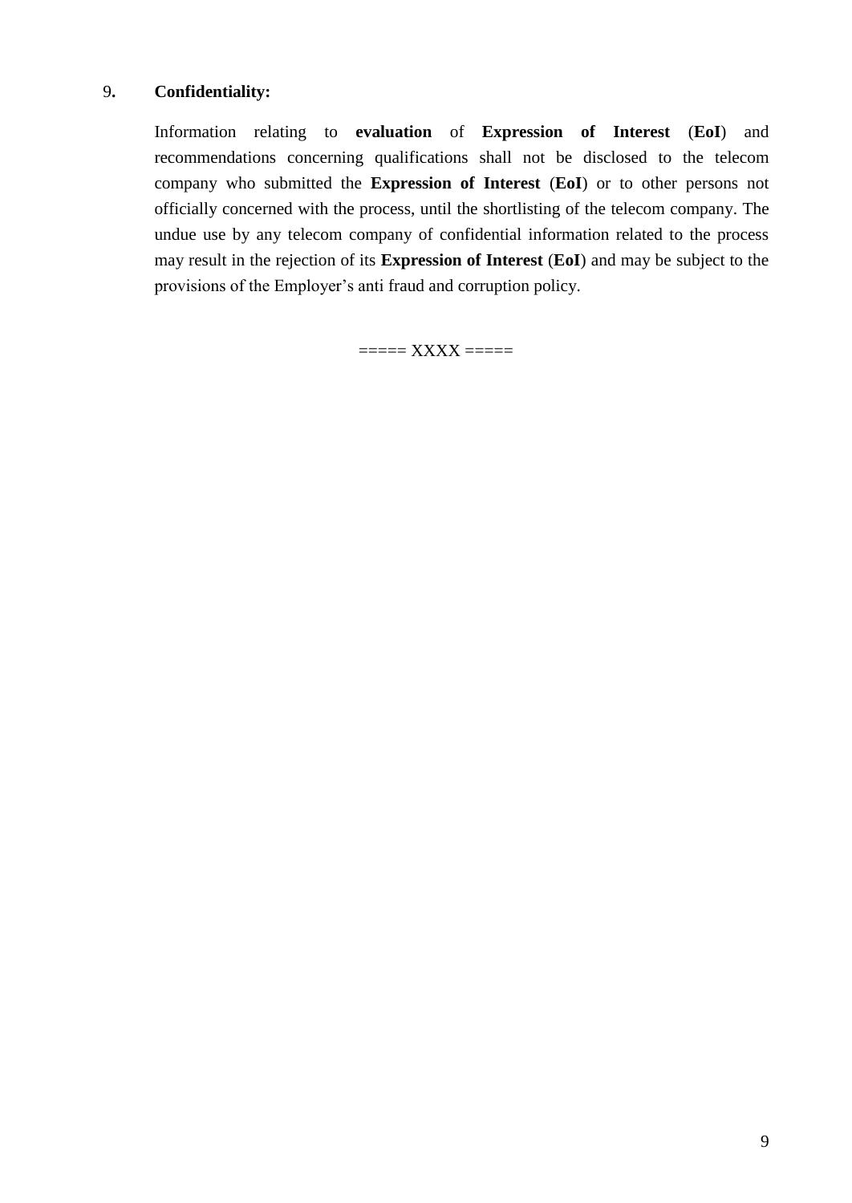9**. Confidentiality:**

Information relating to **evaluation** of **Expression of Interest** (**EoI**) and recommendations concerning qualifications shall not be disclosed to the telecom company who submitted the **Expression of Interest** (**EoI**) or to other persons not officially concerned with the process, until the shortlisting of the telecom company. The undue use by any telecom company of confidential information related to the process may result in the rejection of its **Expression of Interest** (**EoI**) and may be subject to the provisions of the Employer's anti fraud and corruption policy.

===== XXXX =====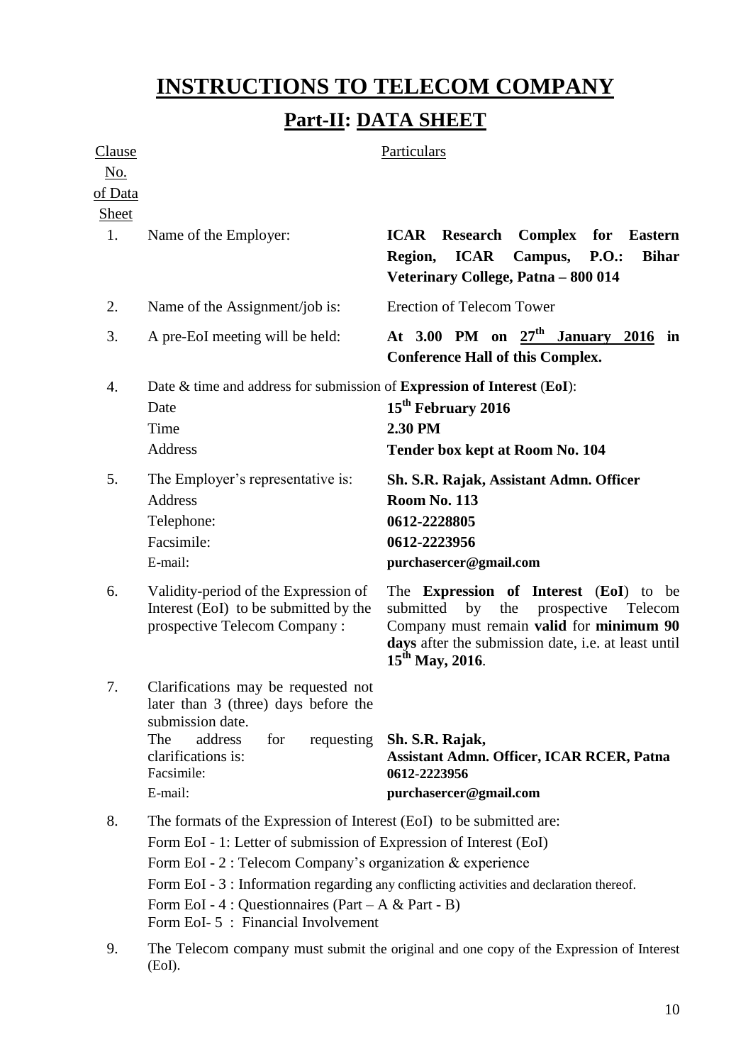# INSTRUCTIONS TO TELECOM COMPANY

## Part-II: DATA SHEET

| Clause No. of Data Sheet | | Particulars |
|---|---|---|
| 1. | Name of the Employer: | **ICAR Research Complex for Eastern Region, ICAR Campus, P.O.: Bihar Veterinary College, Patna – 800 014** |
| 2. | Name of the Assignment/job is: | Erection of Telecom Tower |
| 3. | A pre-EoI meeting will be held: | **At 3.00 PM on 27th January 2016 in Conference Hall of this Complex.** |
| 4. | Date & time and address for submission of **Expression of Interest** (**EoI**): | |
| | Date | **15th February 2016** |
| | Time | **2.30 PM** |
| | Address | **Tender box kept at Room No. 104** |
| 5. | The Employer's representative is: | **Sh. S.R. Rajak, Assistant Admn. Officer** |
| | Address | **Room No. 113** |
| | Telephone: | **0612-2228805** |
| | Facsimile: | **0612-2223956** |
| | E-mail: | **purchasercer@gmail.com** |
| 6. | Validity-period of the Expression of Interest (EoI) to be submitted by the prospective Telecom Company : | The **Expression of Interest** (**EoI**) to be submitted by the prospective Telecom Company must remain **valid** for **minimum 90 days** after the submission date, i.e. at least until **15th May, 2016**. |
| 7. | Clarifications may be requested not later than 3 (three) days before the submission date. | |
| | The address for requesting clarifications is: | **Sh. S.R. Rajak, Assistant Admn. Officer, ICAR RCER, Patna** |
| | Facsimile: | **0612-2223956** |
| | E-mail: | **purchasercer@gmail.com** |

8. The formats of the Expression of Interest (EoI) to be submitted are:
   - Form EoI - 1: Letter of submission of Expression of Interest (EoI)
   - Form EoI - 2 : Telecom Company's organization & experience
   - Form EoI - 3 : Information regarding any conflicting activities and declaration thereof.
   - Form EoI - 4 : Questionnaires (Part – A & Part - B)
   - Form EoI- 5 : Financial Involvement

9. The Telecom company must submit the original and one copy of the Expression of Interest (EoI).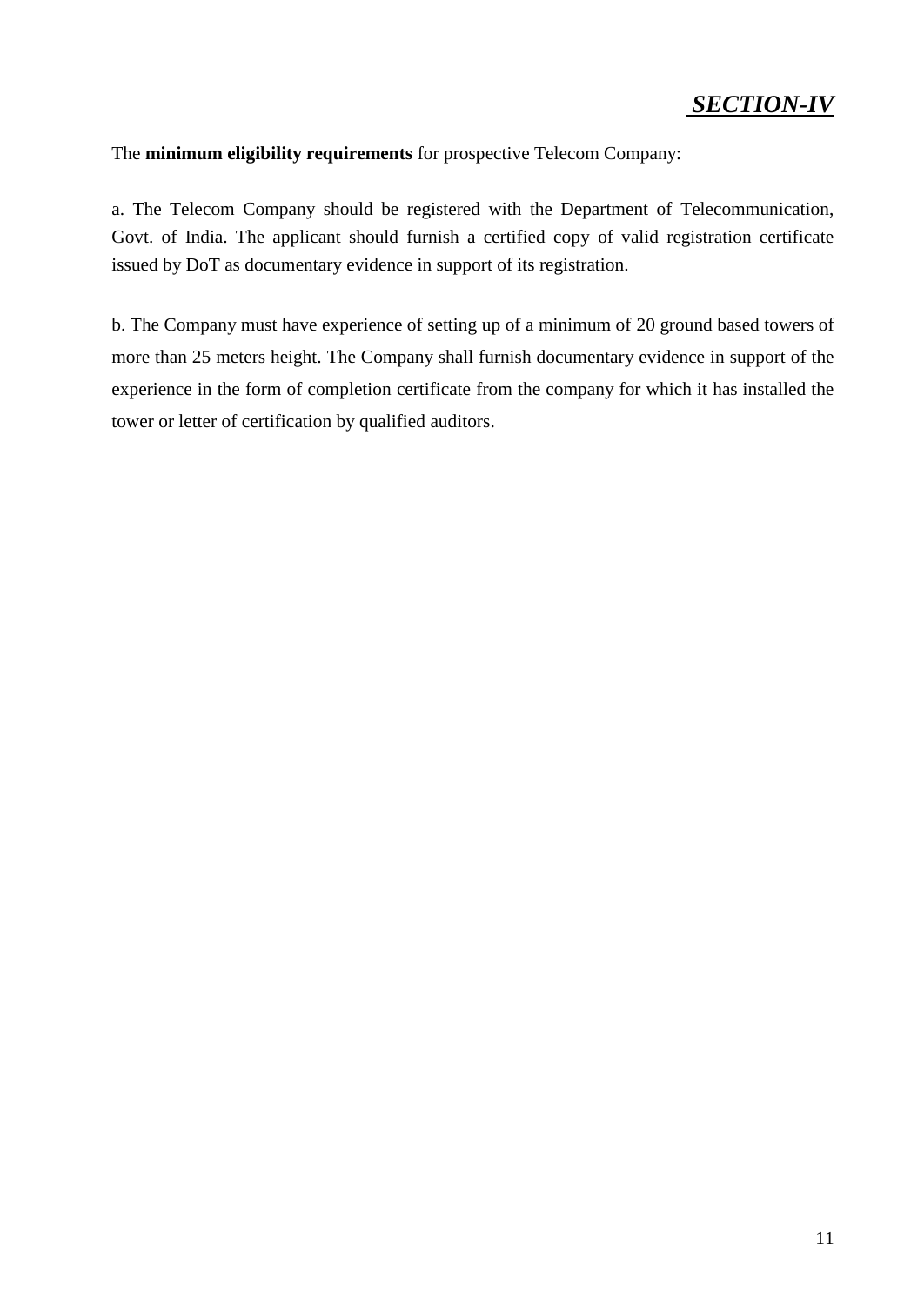# ***SECTION-IV***

The **minimum eligibility requirements** for prospective Telecom Company:

a. The Telecom Company should be registered with the Department of Telecommunication, Govt. of India. The applicant should furnish a certified copy of valid registration certificate issued by DoT as documentary evidence in support of its registration.

b. The Company must have experience of setting up of a minimum of 20 ground based towers of more than 25 meters height. The Company shall furnish documentary evidence in support of the experience in the form of completion certificate from the company for which it has installed the tower or letter of certification by qualified auditors.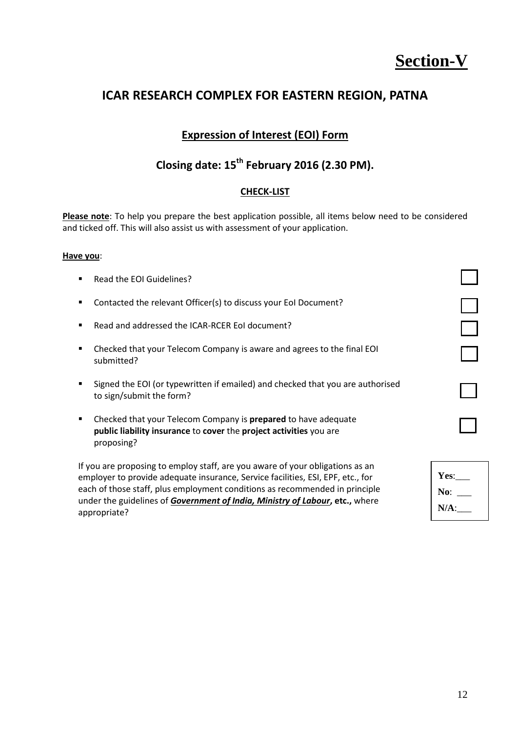# Section-V

## ICAR RESEARCH COMPLEX FOR EASTERN REGION, PATNA

### Expression of Interest (EOI) Form

### Closing date: 15th February 2016 (2.30 PM).

**CHECK-LIST**

**Please note**: To help you prepare the best application possible, all items below need to be considered and ticked off. This will also assist us with assessment of your application.

**Have you**:

- Read the EOI Guidelines? ☐
- Contacted the relevant Officer(s) to discuss your EoI Document? ☐
- Read and addressed the ICAR-RCER EoI document? ☐
- Checked that your Telecom Company is aware and agrees to the final EOI submitted? ☐
- Signed the EOI (or typewritten if emailed) and checked that you are authorised to sign/submit the form? ☐
- Checked that your Telecom Company is **prepared** to have adequate **public liability insurance** to **cover** the **project activities** you are proposing? ☐

If you are proposing to employ staff, are you aware of your obligations as an employer to provide adequate insurance, Service facilities, ESI, EPF, etc., for each of those staff, plus employment conditions as recommended in principle under the guidelines of ***Government of India, Ministry of Labour*****, etc.,** where appropriate?

**Yes**:___
**No**: ___
**N/A**:___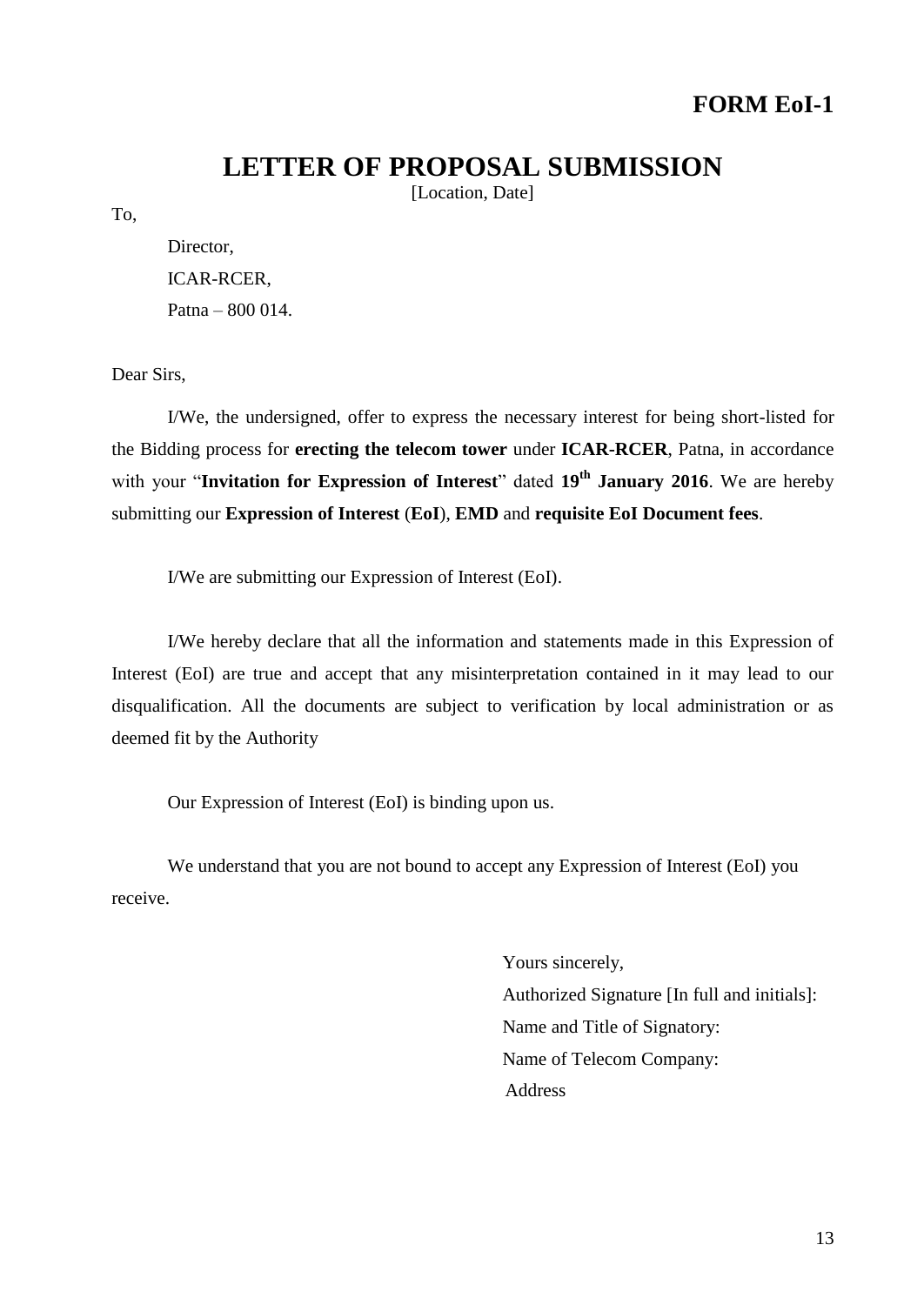**FORM EoI-1**

# LETTER OF PROPOSAL SUBMISSION

[Location, Date]

To,

Director,
ICAR-RCER,
Patna – 800 014.

Dear Sirs,

I/We, the undersigned, offer to express the necessary interest for being short-listed for the Bidding process for **erecting the telecom tower** under **ICAR-RCER**, Patna, in accordance with your "**Invitation for Expression of Interest**" dated **19th January 2016**. We are hereby submitting our **Expression of Interest** (**EoI**), **EMD** and **requisite EoI Document fees**.

I/We are submitting our Expression of Interest (EoI).

I/We hereby declare that all the information and statements made in this Expression of Interest (EoI) are true and accept that any misinterpretation contained in it may lead to our disqualification. All the documents are subject to verification by local administration or as deemed fit by the Authority

Our Expression of Interest (EoI) is binding upon us.

We understand that you are not bound to accept any Expression of Interest (EoI) you receive.

Yours sincerely,
Authorized Signature [In full and initials]:
Name and Title of Signatory:
Name of Telecom Company:
Address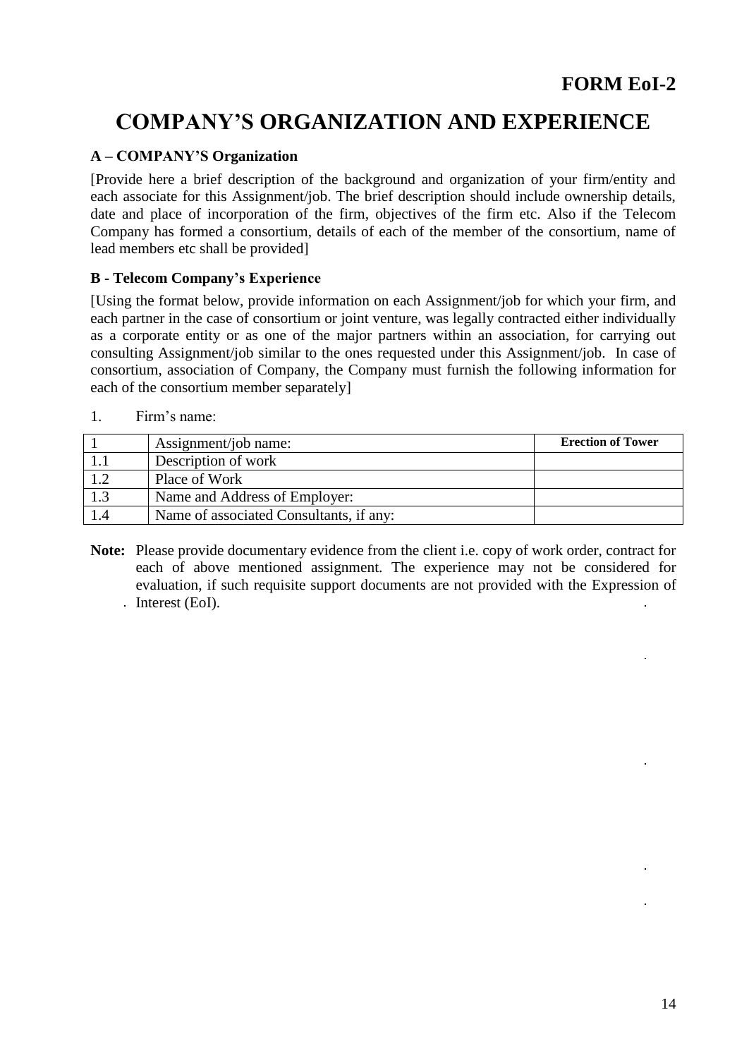**FORM EoI-2**

# COMPANY'S ORGANIZATION AND EXPERIENCE

### A – COMPANY'S Organization

[Provide here a brief description of the background and organization of your firm/entity and each associate for this Assignment/job. The brief description should include ownership details, date and place of incorporation of the firm, objectives of the firm etc. Also if the Telecom Company has formed a consortium, details of each of the member of the consortium, name of lead members etc shall be provided]

### B - Telecom Company's Experience

[Using the format below, provide information on each Assignment/job for which your firm, and each partner in the case of consortium or joint venture, was legally contracted either individually as a corporate entity or as one of the major partners within an association, for carrying out consulting Assignment/job similar to the ones requested under this Assignment/job. In case of consortium, association of Company, the Company must furnish the following information for each of the consortium member separately]

1. Firm's name:

| 1 | Assignment/job name: | **Erection of Tower** |
|---|---|---|
| 1.1 | Description of work | |
| 1.2 | Place of Work | |
| 1.3 | Name and Address of Employer: | |
| 1.4 | Name of associated Consultants, if any: | |

**Note:** Please provide documentary evidence from the client i.e. copy of work order, contract for each of above mentioned assignment. The experience may not be considered for evaluation, if such requisite support documents are not provided with the Expression of Interest (EoI).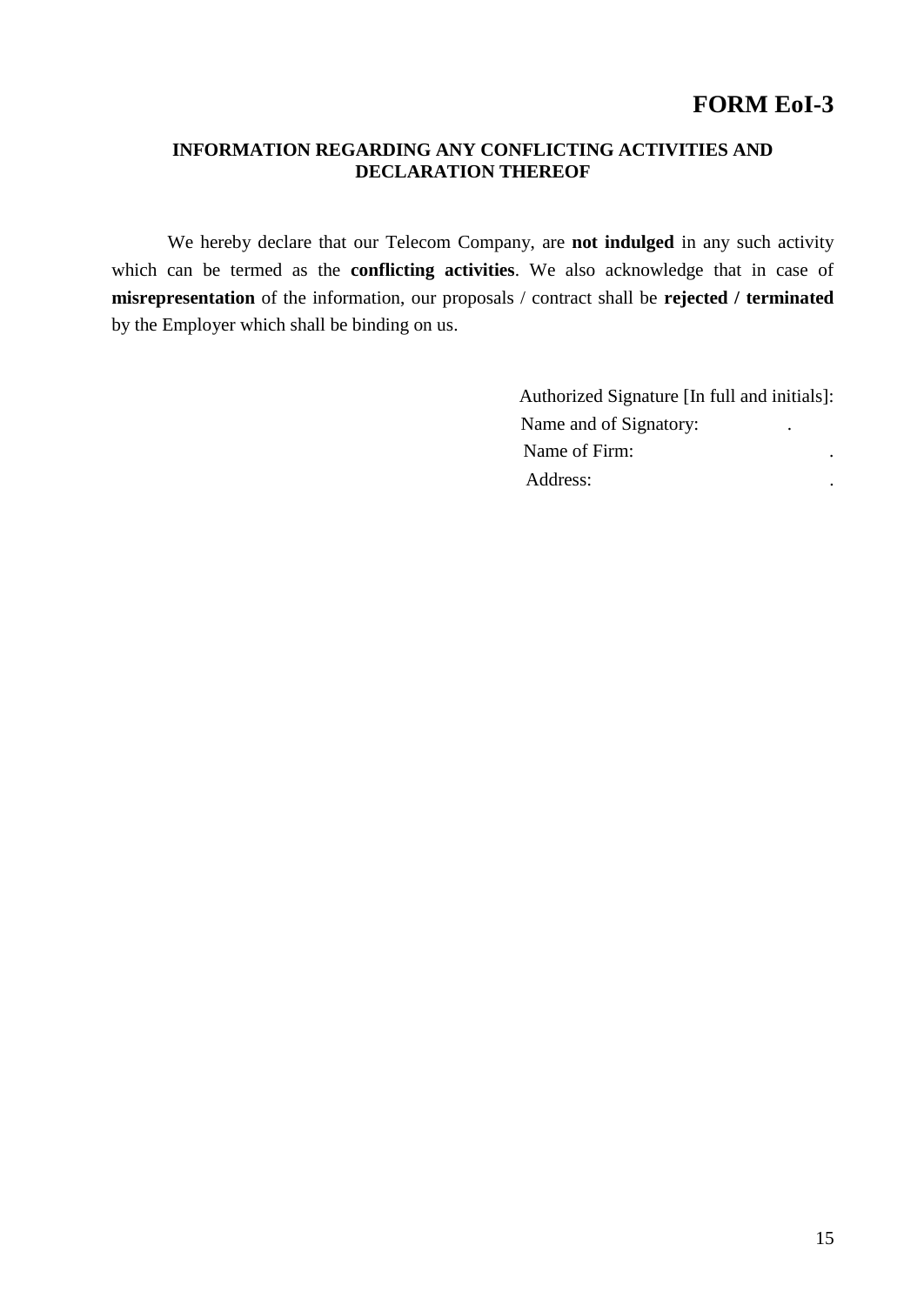# FORM EoI-3

## INFORMATION REGARDING ANY CONFLICTING ACTIVITIES AND DECLARATION THEREOF

We hereby declare that our Telecom Company, are **not indulged** in any such activity which can be termed as the **conflicting activities**. We also acknowledge that in case of **misrepresentation** of the information, our proposals / contract shall be **rejected / terminated** by the Employer which shall be binding on us.

Authorized Signature [In full and initials]:

Name and of Signatory: .

Name of Firm: .

Address: .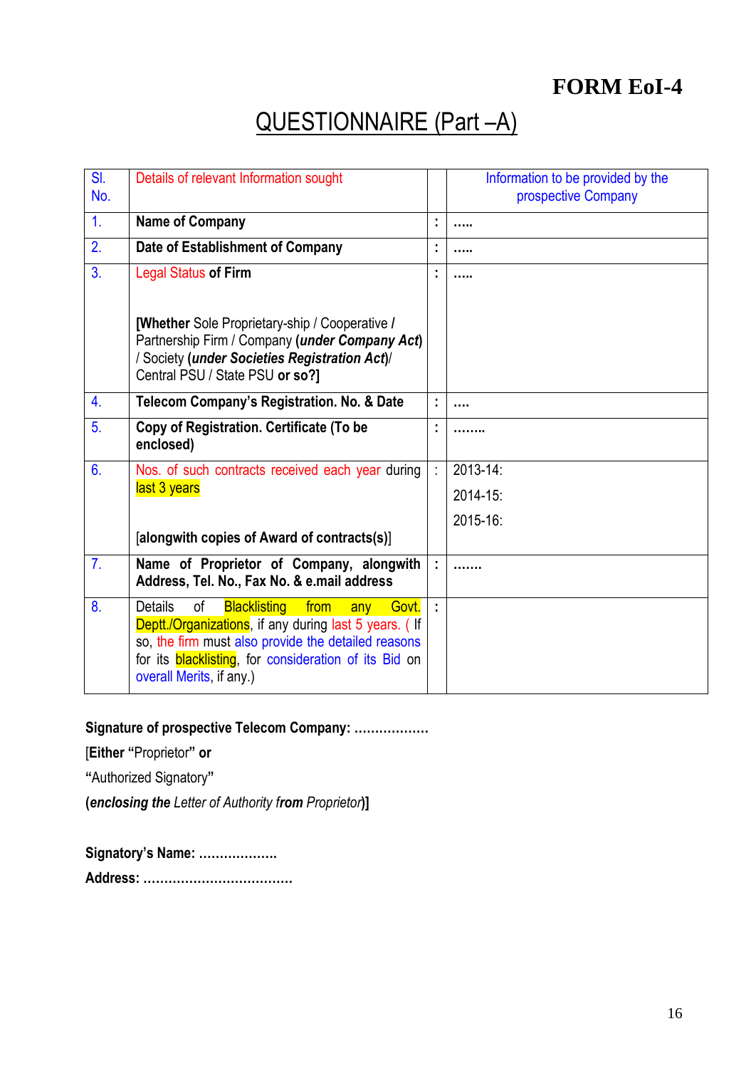**FORM EoI-4**

# QUESTIONNAIRE (Part –A)

| Sl. No. | Details of relevant Information sought | | Information to be provided by the prospective Company |
|---|---|---|---|
| 1. | **Name of Company** | **:** | **.....** |
| 2. | **Date of Establishment of Company** | **:** | **.....** |
| 3. | Legal Status **of Firm**<br><br>**[Whether** Sole Proprietary-ship / Cooperative **/** Partnership Firm / Company **(*under Company Act*)** / Society **(*under Societies Registration Act*)**/ Central PSU / State PSU **or so?]** | **:** | **.....** |
| 4. | **Telecom Company's Registration. No. & Date** | **:** | **....** |
| 5. | **Copy of Registration. Certificate (To be enclosed)** | **:** | **........** |
| 6. | Nos. of such contracts received each year during last 3 years<br><br>[**alongwith copies of Award of contracts(s)**] | : | 2013-14:<br>2014-15:<br>2015-16: |
| 7. | **Name of Proprietor of Company, alongwith Address, Tel. No., Fax No. & e.mail address** | **:** | **.......** |
| 8. | Details of Blacklisting from any Govt. Deptt./Organizations, if any during last 5 years. ( If so, the firm must also provide the detailed reasons for its blacklisting, for consideration of its Bid on overall Merits, if any.) | **:** | |

**Signature of prospective Telecom Company: ..................**

[**Either "**Proprietor**" or**

**"**Authorized Signatory**"**

**(*enclosing the* *Letter of Authority* *from* *Proprietor*)]**

**Signatory's Name: ...................**

**Address: ...................................**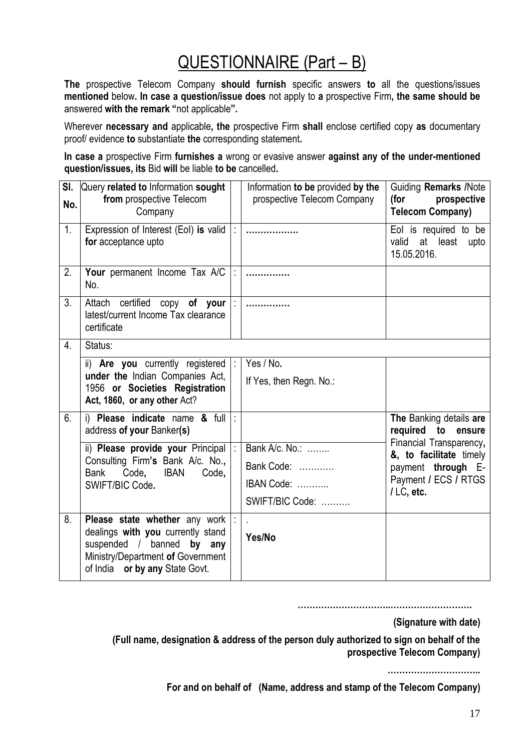# QUESTIONNAIRE (Part – B)

**The** prospective Telecom Company **should furnish** specific answers **to** all the questions/issues **mentioned** below**. In case a question/issue does** not apply to **a** prospective Firm**, the same should be** answered **with the remark "**not applicable**".**

Wherever **necessary and** applicable**, the** prospective Firm **shall** enclose certified copy **as** documentary proof/ evidence **to** substantiate **the** corresponding statement**.**

**In case a** prospective Firm **furnishes a** wrong or evasive answer **against any of the under-mentioned question/issues, its** Bid **will** be liable **to be** cancelled**.**

| Sl. No. | Query **related to** Information **sought from** prospective Telecom Company | | Information **to be** provided **by the** prospective Telecom Company | Guiding **Remarks /**Note **(for prospective Telecom Company)** |
|---|---|---|---|---|
| 1. | Expression of Interest (EoI) **is** valid **for** acceptance upto | : | **……………** | EoI is required to be valid at least upto 15.05.2016. |
| 2. | **Your** permanent Income Tax A/C No. | : | **…………** | |
| 3. | Attach certified copy **of your** latest/current Income Tax clearance certificate | : | **…………** | |
| 4. | Status: | | | |
| | ii) **Are you** currently registered **under the** Indian Companies Act, 1956 **or Societies Registration Act, 1860, or any other** Act? | : | Yes / No**.**<br>If Yes, then Regn. No.: | |
| 6. | i) **Please indicate** name **&** full address **of your** Banker**(s)** | : | | **The** Banking details **are required to ensure** Financial Transparency**, &, to facilitate** timely payment **through** E-Payment **/** ECS **/** RTGS **/** LC**, etc.** |
| | ii) **Please provide your** Principal Consulting Firm**'s** Bank A/c. No.**,** Bank Code**,** IBAN Code**,** SWIFT/BIC Code**.** | : | Bank A/c. No.: ……..<br>Bank Code: …………<br>IBAN Code: ………..<br>SWIFT/BIC Code: ………. | |
| 8. | **Please state whether** any work dealings **with you** currently stand suspended / banned **by any** Ministry/Department **of** Government of India **or by any** State Govt. | : | .<br>**Yes/No** | |

**………………………..……………………….**

**(Signature with date)**

**(Full name, designation & address of the person duly authorized to sign on behalf of the prospective Telecom Company)**

**…………………………..**

**For and on behalf of (Name, address and stamp of the Telecom Company)**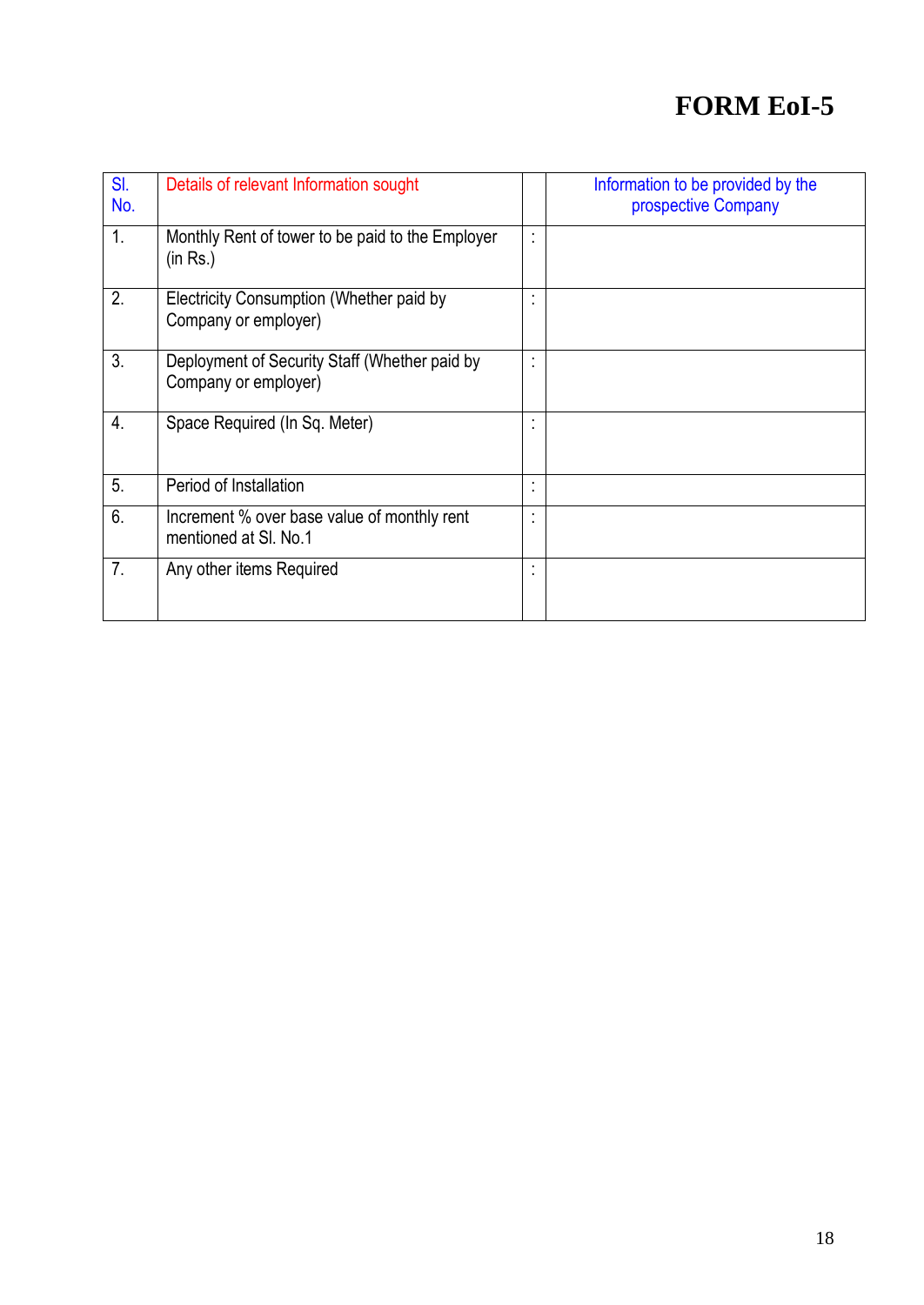# FORM EoI-5

| Sl. No. | Details of relevant Information sought | | Information to be provided by the prospective Company |
|---|---|---|---|
| 1. | Monthly Rent of tower to be paid to the Employer (in Rs.) | : | |
| 2. | Electricity Consumption (Whether paid by Company or employer) | : | |
| 3. | Deployment of Security Staff (Whether paid by Company or employer) | : | |
| 4. | Space Required (In Sq. Meter) | : | |
| 5. | Period of Installation | : | |
| 6. | Increment % over base value of monthly rent mentioned at Sl. No.1 | : | |
| 7. | Any other items Required | : | |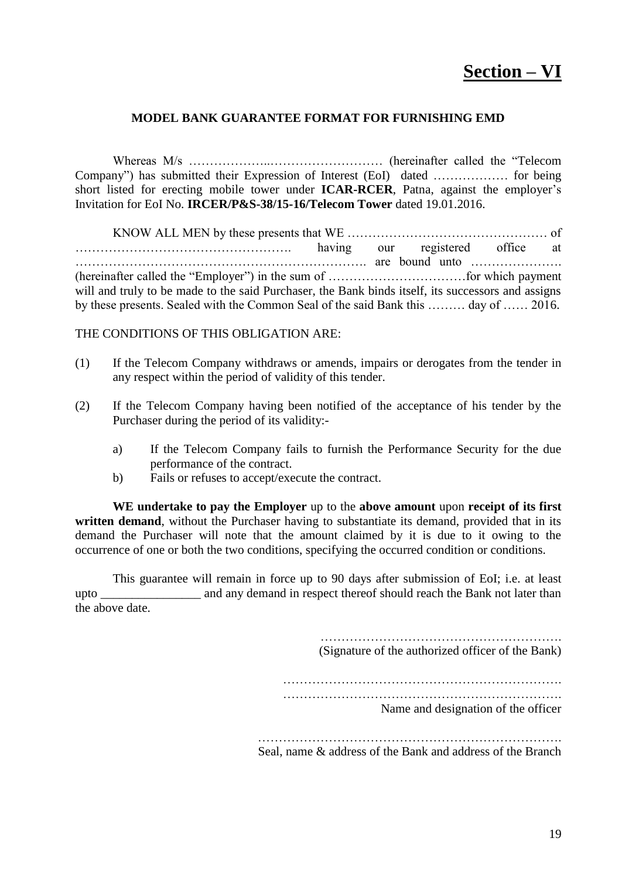# Section – VI

**MODEL BANK GUARANTEE FORMAT FOR FURNISHING EMD**

Whereas M/s ………………..……………………… (hereinafter called the "Telecom Company") has submitted their Expression of Interest (EoI) dated …………….. for being short listed for erecting mobile tower under **ICAR-RCER**, Patna, against the employer's Invitation for EoI No. **IRCER/P&S-38/15-16/Telecom Tower** dated 19.01.2016.

KNOW ALL MEN by these presents that WE ………………………………………… of ……………………………………………. having our registered office at ……………………………………………………………. are bound unto …………………. (hereinafter called the "Employer") in the sum of ……………………………for which payment will and truly to be made to the said Purchaser, the Bank binds itself, its successors and assigns by these presents. Sealed with the Common Seal of the said Bank this ……… day of …… 2016.

THE CONDITIONS OF THIS OBLIGATION ARE:

(1) If the Telecom Company withdraws or amends, impairs or derogates from the tender in any respect within the period of validity of this tender.

(2) If the Telecom Company having been notified of the acceptance of his tender by the Purchaser during the period of its validity:-

   a) If the Telecom Company fails to furnish the Performance Security for the due performance of the contract.
   
   b) Fails or refuses to accept/execute the contract.

**WE undertake to pay the Employer** up to the **above amount** upon **receipt of its first written demand**, without the Purchaser having to substantiate its demand, provided that in its demand the Purchaser will note that the amount claimed by it is due to it owing to the occurrence of one or both the two conditions, specifying the occurred condition or conditions.

This guarantee will remain in force up to 90 days after submission of EoI; i.e. at least upto _______________ and any demand in respect thereof should reach the Bank not later than the above date.

………………………………………………….
(Signature of the authorized officer of the Bank)

………………………………………………………….
………………………………………………………….
Name and designation of the officer

……………………………………………………………….
Seal, name & address of the Bank and address of the Branch